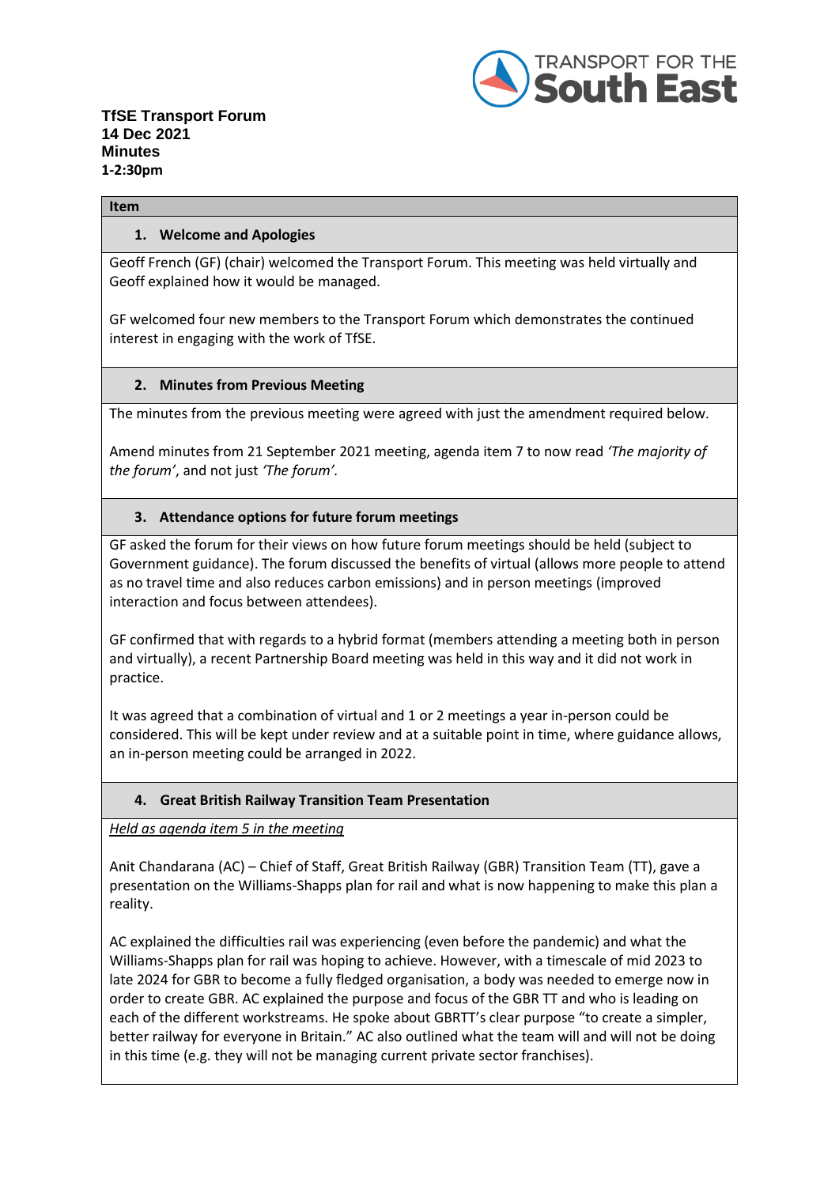TRANSPORT FOR THE **South East**

**TfSE Transport Forum**
**14 Dec 2021**
**Minutes**
**1-2:30pm**

**Item**

### 1. Welcome and Apologies

Geoff French (GF) (chair) welcomed the Transport Forum. This meeting was held virtually and Geoff explained how it would be managed.

GF welcomed four new members to the Transport Forum which demonstrates the continued interest in engaging with the work of TfSE.

### 2. Minutes from Previous Meeting

The minutes from the previous meeting were agreed with just the amendment required below.

Amend minutes from 21 September 2021 meeting, agenda item 7 to now read *'The majority of the forum'*, and not just *'The forum'.*

### 3. Attendance options for future forum meetings

GF asked the forum for their views on how future forum meetings should be held (subject to Government guidance). The forum discussed the benefits of virtual (allows more people to attend as no travel time and also reduces carbon emissions) and in person meetings (improved interaction and focus between attendees).

GF confirmed that with regards to a hybrid format (members attending a meeting both in person and virtually), a recent Partnership Board meeting was held in this way and it did not work in practice.

It was agreed that a combination of virtual and 1 or 2 meetings a year in-person could be considered. This will be kept under review and at a suitable point in time, where guidance allows, an in-person meeting could be arranged in 2022.

### 4. Great British Railway Transition Team Presentation

*Held as agenda item 5 in the meeting*

Anit Chandarana (AC) – Chief of Staff, Great British Railway (GBR) Transition Team (TT), gave a presentation on the Williams-Shapps plan for rail and what is now happening to make this plan a reality.

AC explained the difficulties rail was experiencing (even before the pandemic) and what the Williams-Shapps plan for rail was hoping to achieve. However, with a timescale of mid 2023 to late 2024 for GBR to become a fully fledged organisation, a body was needed to emerge now in order to create GBR. AC explained the purpose and focus of the GBR TT and who is leading on each of the different workstreams. He spoke about GBRTT's clear purpose "to create a simpler, better railway for everyone in Britain." AC also outlined what the team will and will not be doing in this time (e.g. they will not be managing current private sector franchises).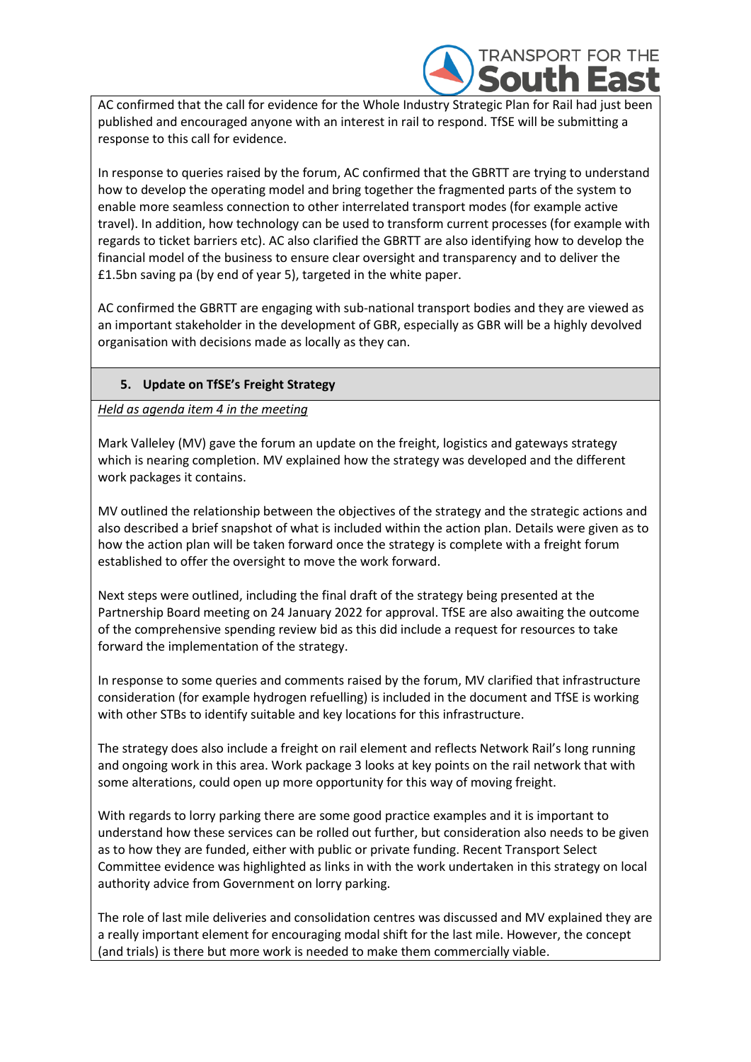AC confirmed that the call for evidence for the Whole Industry Strategic Plan for Rail had just been published and encouraged anyone with an interest in rail to respond. TfSE will be submitting a response to this call for evidence.

In response to queries raised by the forum, AC confirmed that the GBRTT are trying to understand how to develop the operating model and bring together the fragmented parts of the system to enable more seamless connection to other interrelated transport modes (for example active travel). In addition, how technology can be used to transform current processes (for example with regards to ticket barriers etc). AC also clarified the GBRTT are also identifying how to develop the financial model of the business to ensure clear oversight and transparency and to deliver the £1.5bn saving pa (by end of year 5), targeted in the white paper.

AC confirmed the GBRTT are engaging with sub-national transport bodies and they are viewed as an important stakeholder in the development of GBR, especially as GBR will be a highly devolved organisation with decisions made as locally as they can.

## 5. Update on TfSE's Freight Strategy

*Held as agenda item 4 in the meeting*

Mark Valleley (MV) gave the forum an update on the freight, logistics and gateways strategy which is nearing completion. MV explained how the strategy was developed and the different work packages it contains.

MV outlined the relationship between the objectives of the strategy and the strategic actions and also described a brief snapshot of what is included within the action plan. Details were given as to how the action plan will be taken forward once the strategy is complete with a freight forum established to offer the oversight to move the work forward.

Next steps were outlined, including the final draft of the strategy being presented at the Partnership Board meeting on 24 January 2022 for approval. TfSE are also awaiting the outcome of the comprehensive spending review bid as this did include a request for resources to take forward the implementation of the strategy.

In response to some queries and comments raised by the forum, MV clarified that infrastructure consideration (for example hydrogen refuelling) is included in the document and TfSE is working with other STBs to identify suitable and key locations for this infrastructure.

The strategy does also include a freight on rail element and reflects Network Rail's long running and ongoing work in this area. Work package 3 looks at key points on the rail network that with some alterations, could open up more opportunity for this way of moving freight.

With regards to lorry parking there are some good practice examples and it is important to understand how these services can be rolled out further, but consideration also needs to be given as to how they are funded, either with public or private funding. Recent Transport Select Committee evidence was highlighted as links in with the work undertaken in this strategy on local authority advice from Government on lorry parking.

The role of last mile deliveries and consolidation centres was discussed and MV explained they are a really important element for encouraging modal shift for the last mile. However, the concept (and trials) is there but more work is needed to make them commercially viable.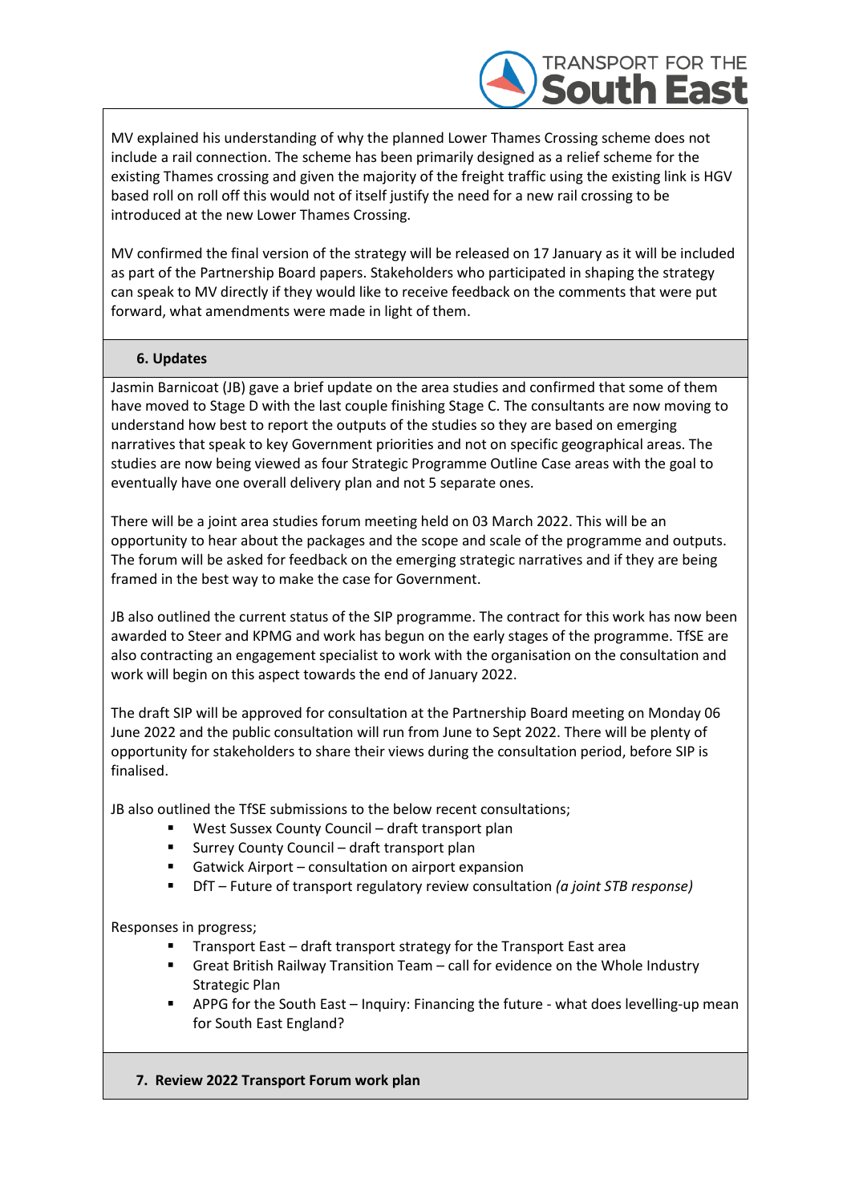MV explained his understanding of why the planned Lower Thames Crossing scheme does not include a rail connection. The scheme has been primarily designed as a relief scheme for the existing Thames crossing and given the majority of the freight traffic using the existing link is HGV based roll on roll off this would not of itself justify the need for a new rail crossing to be introduced at the new Lower Thames Crossing.

MV confirmed the final version of the strategy will be released on 17 January as it will be included as part of the Partnership Board papers. Stakeholders who participated in shaping the strategy can speak to MV directly if they would like to receive feedback on the comments that were put forward, what amendments were made in light of them.

## 6. Updates

Jasmin Barnicoat (JB) gave a brief update on the area studies and confirmed that some of them have moved to Stage D with the last couple finishing Stage C. The consultants are now moving to understand how best to report the outputs of the studies so they are based on emerging narratives that speak to key Government priorities and not on specific geographical areas. The studies are now being viewed as four Strategic Programme Outline Case areas with the goal to eventually have one overall delivery plan and not 5 separate ones.

There will be a joint area studies forum meeting held on 03 March 2022. This will be an opportunity to hear about the packages and the scope and scale of the programme and outputs. The forum will be asked for feedback on the emerging strategic narratives and if they are being framed in the best way to make the case for Government.

JB also outlined the current status of the SIP programme. The contract for this work has now been awarded to Steer and KPMG and work has begun on the early stages of the programme. TfSE are also contracting an engagement specialist to work with the organisation on the consultation and work will begin on this aspect towards the end of January 2022.

The draft SIP will be approved for consultation at the Partnership Board meeting on Monday 06 June 2022 and the public consultation will run from June to Sept 2022. There will be plenty of opportunity for stakeholders to share their views during the consultation period, before SIP is finalised.

JB also outlined the TfSE submissions to the below recent consultations;

- West Sussex County Council – draft transport plan
- Surrey County Council – draft transport plan
- Gatwick Airport – consultation on airport expansion
- DfT – Future of transport regulatory review consultation *(a joint STB response)*

Responses in progress;

- Transport East – draft transport strategy for the Transport East area
- Great British Railway Transition Team – call for evidence on the Whole Industry Strategic Plan
- APPG for the South East – Inquiry: Financing the future - what does levelling-up mean for South East England?

## 7. Review 2022 Transport Forum work plan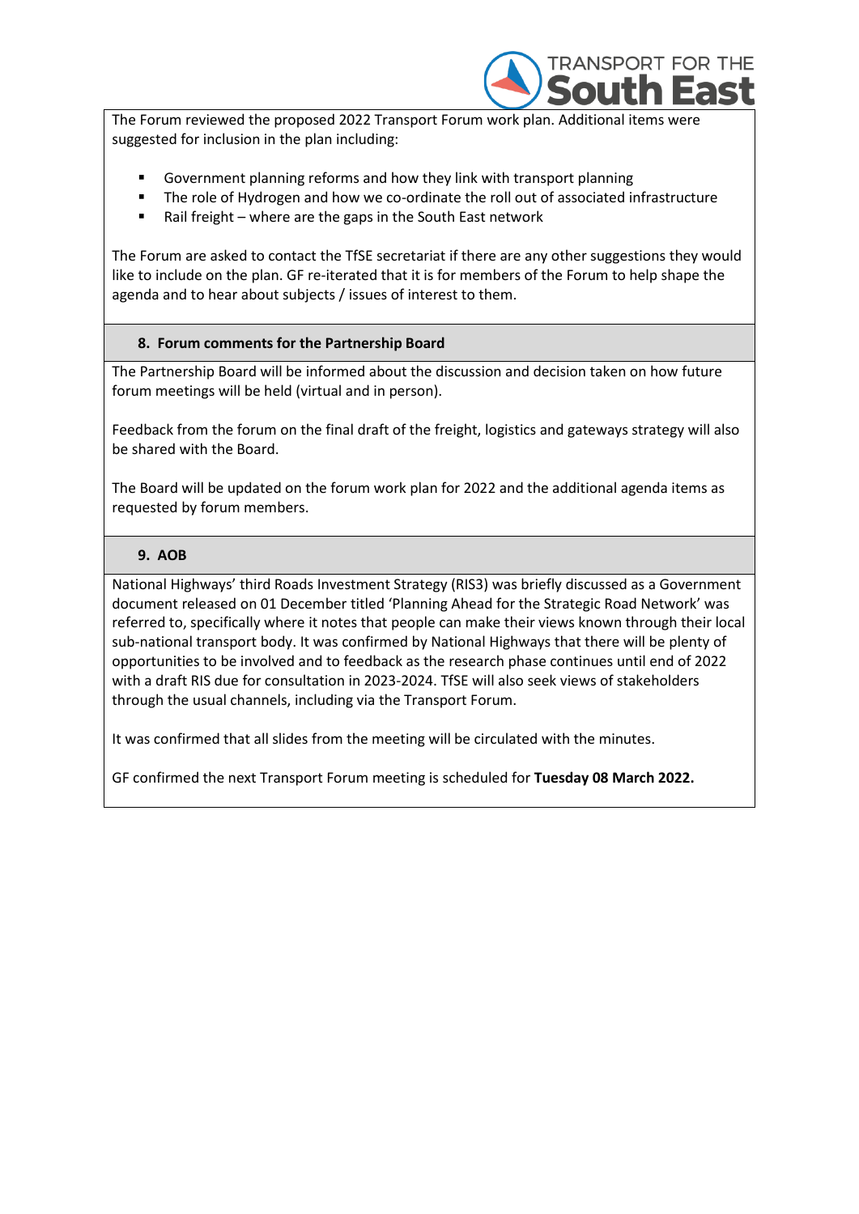The Forum reviewed the proposed 2022 Transport Forum work plan. Additional items were suggested for inclusion in the plan including:

- Government planning reforms and how they link with transport planning
- The role of Hydrogen and how we co-ordinate the roll out of associated infrastructure
- Rail freight – where are the gaps in the South East network

The Forum are asked to contact the TfSE secretariat if there are any other suggestions they would like to include on the plan. GF re-iterated that it is for members of the Forum to help shape the agenda and to hear about subjects / issues of interest to them.

### 8. Forum comments for the Partnership Board

The Partnership Board will be informed about the discussion and decision taken on how future forum meetings will be held (virtual and in person).

Feedback from the forum on the final draft of the freight, logistics and gateways strategy will also be shared with the Board.

The Board will be updated on the forum work plan for 2022 and the additional agenda items as requested by forum members.

### 9. AOB

National Highways' third Roads Investment Strategy (RIS3) was briefly discussed as a Government document released on 01 December titled 'Planning Ahead for the Strategic Road Network' was referred to, specifically where it notes that people can make their views known through their local sub-national transport body. It was confirmed by National Highways that there will be plenty of opportunities to be involved and to feedback as the research phase continues until end of 2022 with a draft RIS due for consultation in 2023-2024. TfSE will also seek views of stakeholders through the usual channels, including via the Transport Forum.

It was confirmed that all slides from the meeting will be circulated with the minutes.

GF confirmed the next Transport Forum meeting is scheduled for **Tuesday 08 March 2022.**